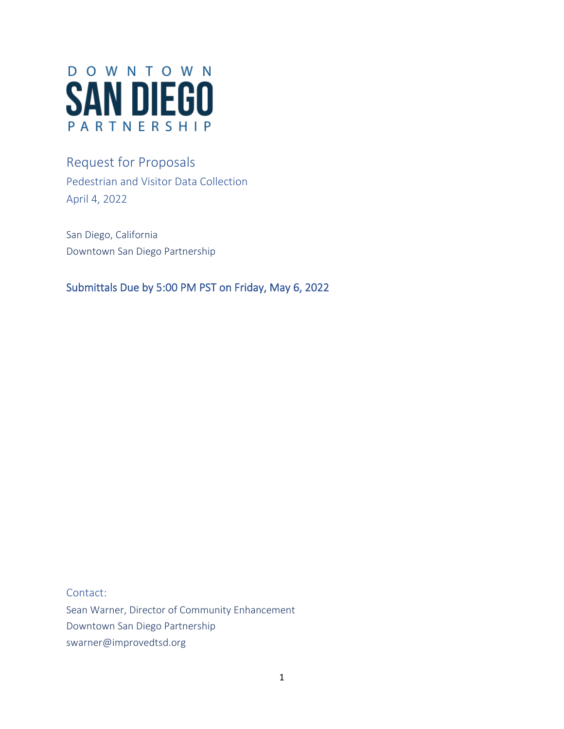DOWNTOWN
SAN DIEGO
PARTNERSHIP

# Request for Proposals

## Pedestrian and Visitor Data Collection

April 4, 2022

San Diego, California
Downtown San Diego Partnership

**Submittals Due by 5:00 PM PST on Friday, May 6, 2022**

Contact:
Sean Warner, Director of Community Enhancement
Downtown San Diego Partnership
swarner@improvedtsd.org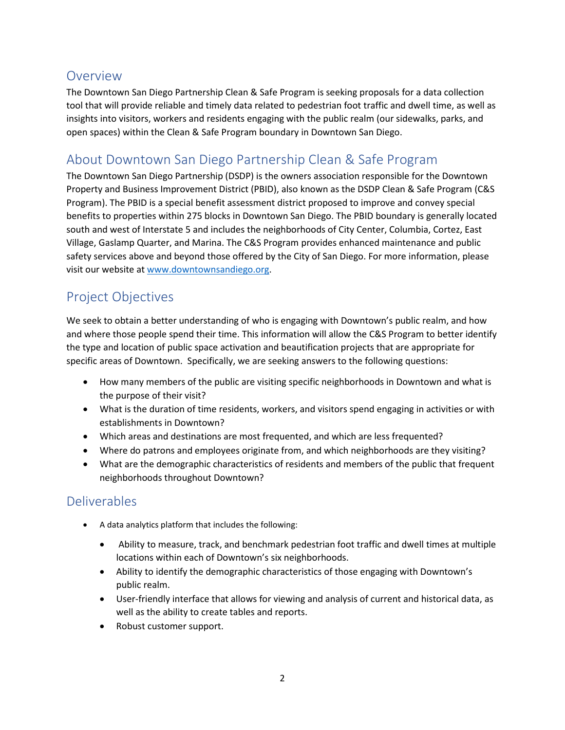## Overview

The Downtown San Diego Partnership Clean & Safe Program is seeking proposals for a data collection tool that will provide reliable and timely data related to pedestrian foot traffic and dwell time, as well as insights into visitors, workers and residents engaging with the public realm (our sidewalks, parks, and open spaces) within the Clean & Safe Program boundary in Downtown San Diego.

## About Downtown San Diego Partnership Clean & Safe Program

The Downtown San Diego Partnership (DSDP) is the owners association responsible for the Downtown Property and Business Improvement District (PBID), also known as the DSDP Clean & Safe Program (C&S Program). The PBID is a special benefit assessment district proposed to improve and convey special benefits to properties within 275 blocks in Downtown San Diego. The PBID boundary is generally located south and west of Interstate 5 and includes the neighborhoods of City Center, Columbia, Cortez, East Village, Gaslamp Quarter, and Marina. The C&S Program provides enhanced maintenance and public safety services above and beyond those offered by the City of San Diego. For more information, please visit our website at [www.downtownsandiego.org](http://www.downtownsandiego.org).

## Project Objectives

We seek to obtain a better understanding of who is engaging with Downtown's public realm, and how and where those people spend their time. This information will allow the C&S Program to better identify the type and location of public space activation and beautification projects that are appropriate for specific areas of Downtown. Specifically, we are seeking answers to the following questions:

- How many members of the public are visiting specific neighborhoods in Downtown and what is the purpose of their visit?
- What is the duration of time residents, workers, and visitors spend engaging in activities or with establishments in Downtown?
- Which areas and destinations are most frequented, and which are less frequented?
- Where do patrons and employees originate from, and which neighborhoods are they visiting?
- What are the demographic characteristics of residents and members of the public that frequent neighborhoods throughout Downtown?

## Deliverables

- A data analytics platform that includes the following:
  - Ability to measure, track, and benchmark pedestrian foot traffic and dwell times at multiple locations within each of Downtown's six neighborhoods.
  - Ability to identify the demographic characteristics of those engaging with Downtown's public realm.
  - User-friendly interface that allows for viewing and analysis of current and historical data, as well as the ability to create tables and reports.
  - Robust customer support.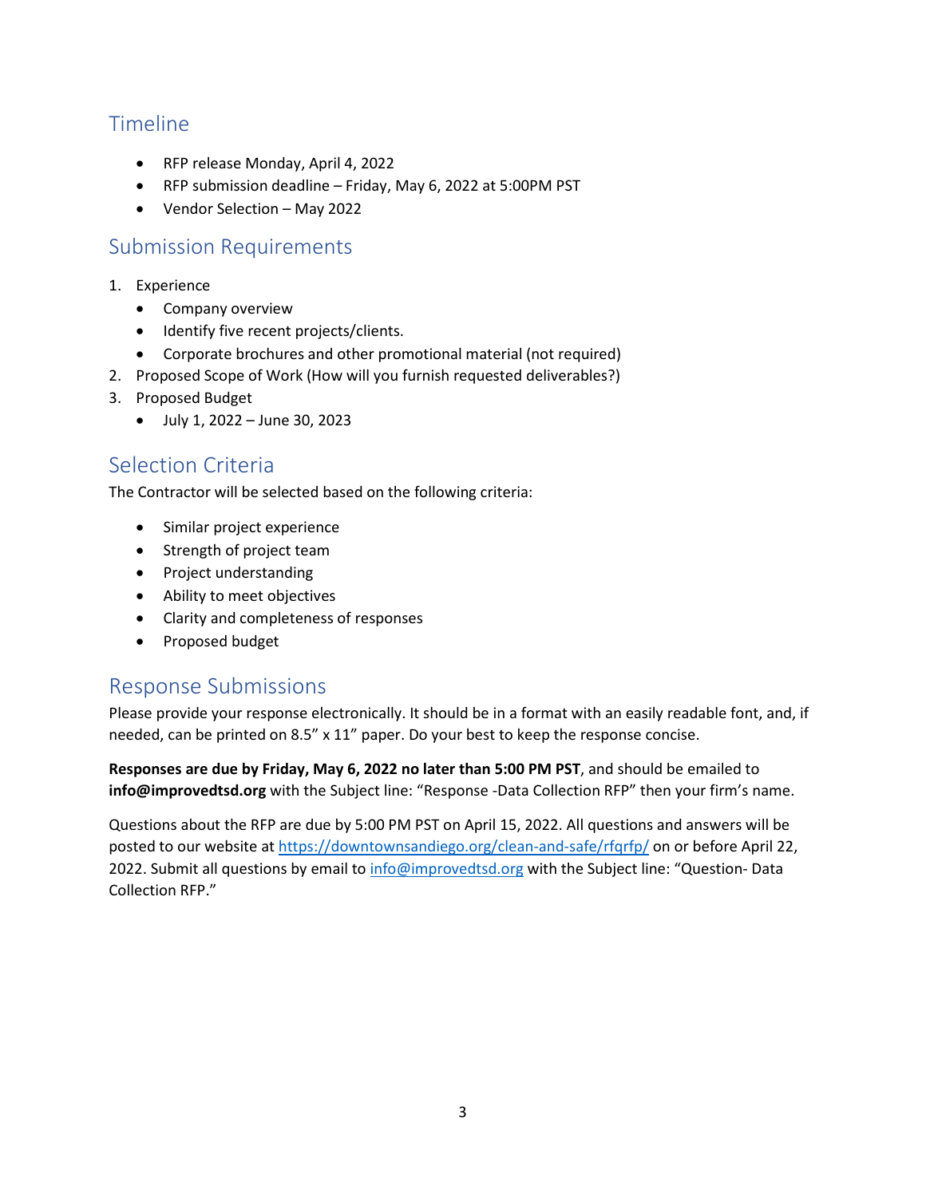## Timeline

- RFP release Monday, April 4, 2022
- RFP submission deadline – Friday, May 6, 2022 at 5:00PM PST
- Vendor Selection – May 2022

## Submission Requirements

1. Experience
   - Company overview
   - Identify five recent projects/clients.
   - Corporate brochures and other promotional material (not required)
2. Proposed Scope of Work (How will you furnish requested deliverables?)
3. Proposed Budget
   - July 1, 2022 – June 30, 2023

## Selection Criteria

The Contractor will be selected based on the following criteria:

- Similar project experience
- Strength of project team
- Project understanding
- Ability to meet objectives
- Clarity and completeness of responses
- Proposed budget

## Response Submissions

Please provide your response electronically. It should be in a format with an easily readable font, and, if needed, can be printed on 8.5" x 11" paper. Do your best to keep the response concise.

**Responses are due by Friday, May 6, 2022 no later than 5:00 PM PST**, and should be emailed to **info@improvedtsd.org** with the Subject line: "Response -Data Collection RFP" then your firm's name.

Questions about the RFP are due by 5:00 PM PST on April 15, 2022. All questions and answers will be posted to our website at [https://downtownsandiego.org/clean-and-safe/rfqrfp/](https://downtownsandiego.org/clean-and-safe/rfqrfp/) on or before April 22, 2022. Submit all questions by email to [info@improvedtsd.org](mailto:info@improvedtsd.org) with the Subject line: "Question- Data Collection RFP."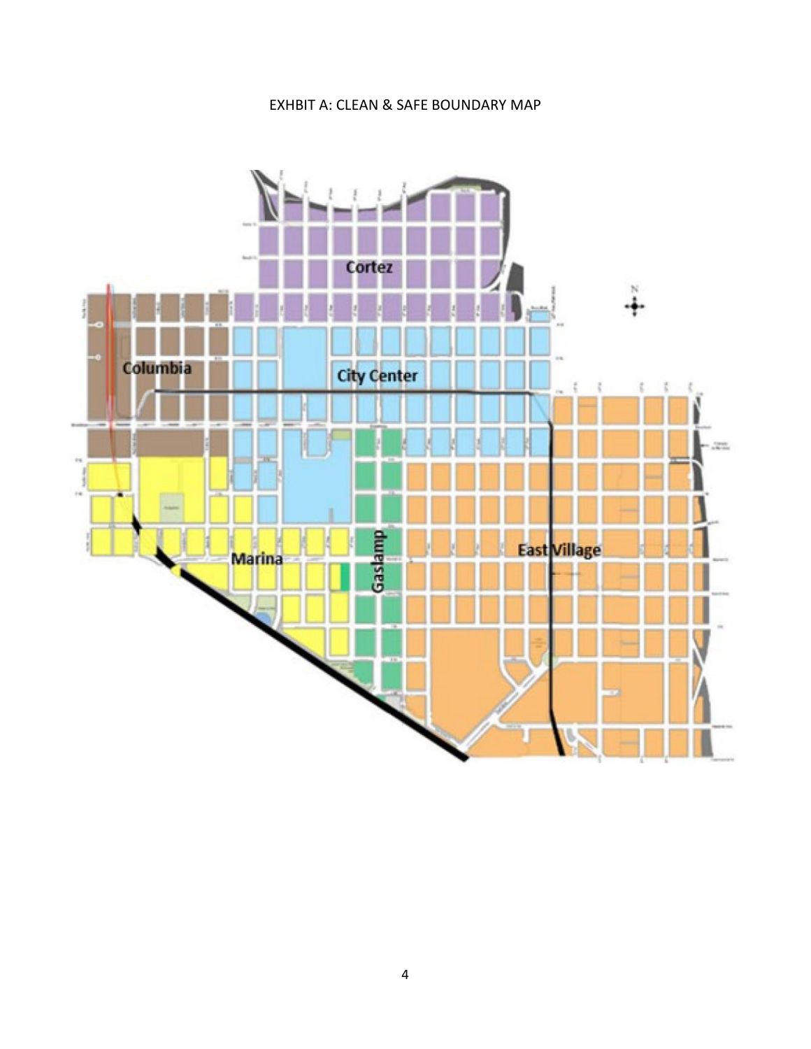EXHBIT A: CLEAN & SAFE BOUNDARY MAP

Cortez

Columbia

City Center

Marina

Gaslamp

East Village